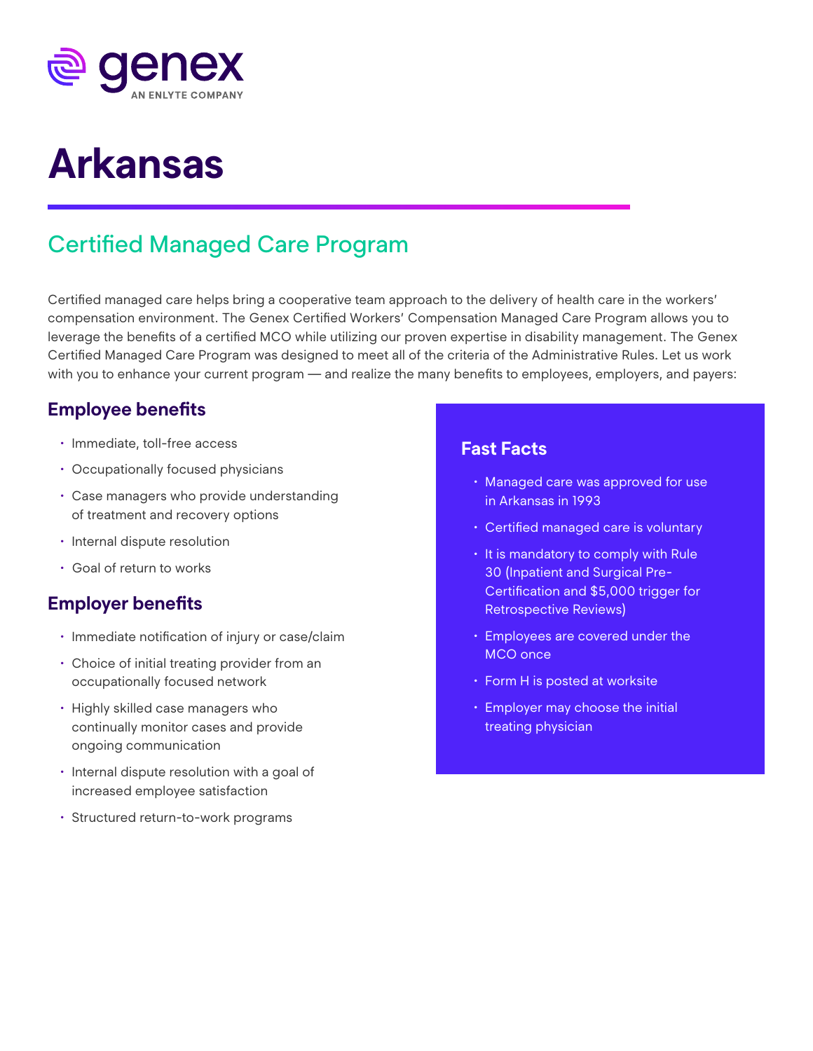genex

AN ENLYTE COMPANY

# Arkansas

## Certified Managed Care Program

Certified managed care helps bring a cooperative team approach to the delivery of health care in the workers' compensation environment. The Genex Certified Workers' Compensation Managed Care Program allows you to leverage the benefits of a certified MCO while utilizing our proven expertise in disability management. The Genex Certified Managed Care Program was designed to meet all of the criteria of the Administrative Rules. Let us work with you to enhance your current program — and realize the many benefits to employees, employers, and payers:

### Employee benefits

- Immediate, toll-free access
- Occupationally focused physicians
- Case managers who provide understanding of treatment and recovery options
- Internal dispute resolution
- Goal of return to works

### Employer benefits

- Immediate notification of injury or case/claim
- Choice of initial treating provider from an occupationally focused network
- Highly skilled case managers who continually monitor cases and provide ongoing communication
- Internal dispute resolution with a goal of increased employee satisfaction
- Structured return-to-work programs

### Fast Facts

- Managed care was approved for use in Arkansas in 1993
- Certified managed care is voluntary
- It is mandatory to comply with Rule 30 (Inpatient and Surgical Pre-Certification and $5,000 trigger for Retrospective Reviews)
- Employees are covered under the MCO once
- Form H is posted at worksite
- Employer may choose the initial treating physician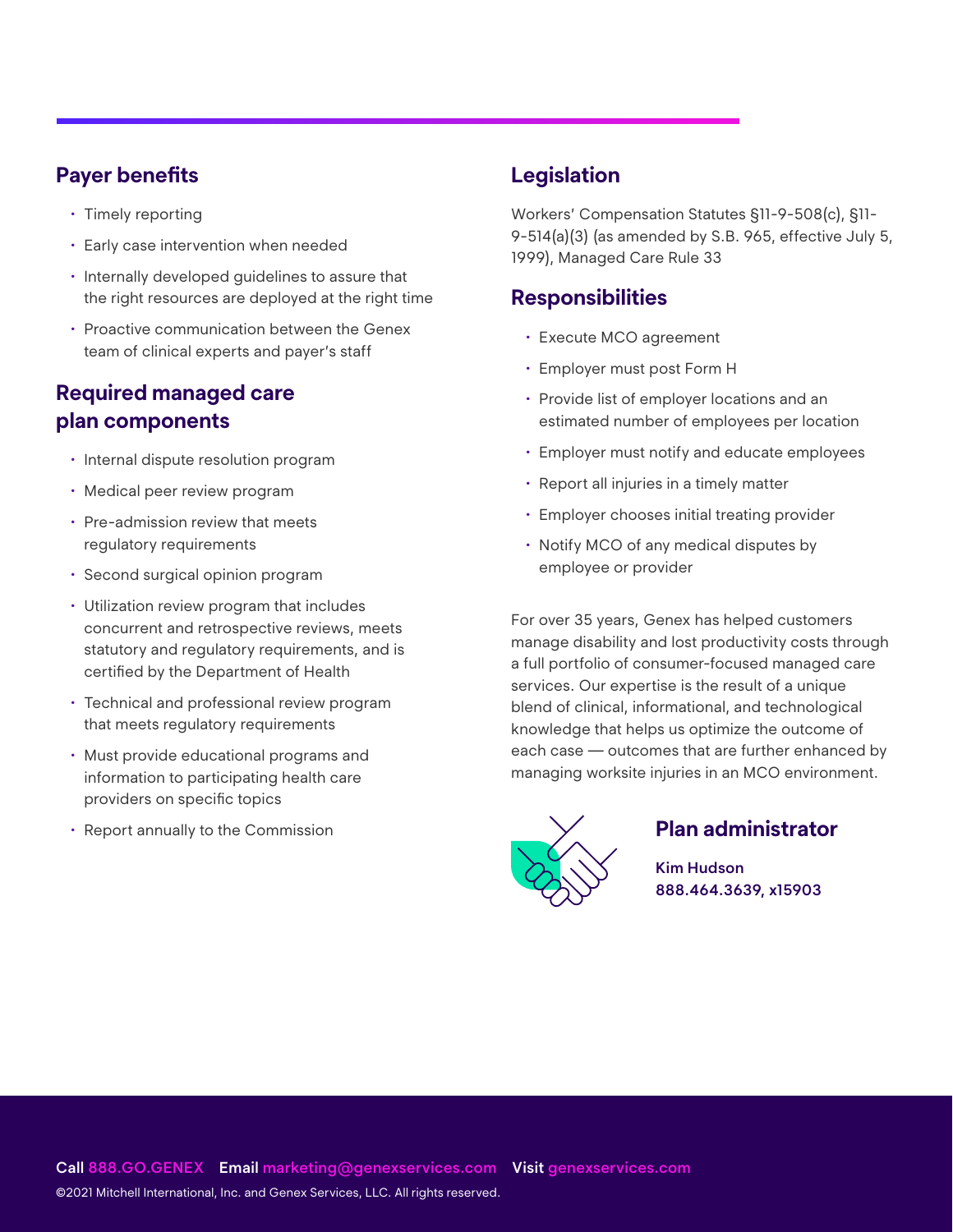## Payer benefits

- Timely reporting
- Early case intervention when needed
- Internally developed guidelines to assure that the right resources are deployed at the right time
- Proactive communication between the Genex team of clinical experts and payer's staff

## Required managed care plan components

- Internal dispute resolution program
- Medical peer review program
- Pre-admission review that meets regulatory requirements
- Second surgical opinion program
- Utilization review program that includes concurrent and retrospective reviews, meets statutory and regulatory requirements, and is certified by the Department of Health
- Technical and professional review program that meets regulatory requirements
- Must provide educational programs and information to participating health care providers on specific topics
- Report annually to the Commission

## Legislation

Workers' Compensation Statutes §11-9-508(c), §11-9-514(a)(3) (as amended by S.B. 965, effective July 5, 1999), Managed Care Rule 33

## Responsibilities

- Execute MCO agreement
- Employer must post Form H
- Provide list of employer locations and an estimated number of employees per location
- Employer must notify and educate employees
- Report all injuries in a timely matter
- Employer chooses initial treating provider
- Notify MCO of any medical disputes by employee or provider

For over 35 years, Genex has helped customers manage disability and lost productivity costs through a full portfolio of consumer-focused managed care services. Our expertise is the result of a unique blend of clinical, informational, and technological knowledge that helps us optimize the outcome of each case — outcomes that are further enhanced by managing worksite injuries in an MCO environment.

## Plan administrator

**Kim Hudson**
**888.464.3639, x15903**

**Call** 888.GO.GENEX **Email** marketing@genexservices.com **Visit** genexservices.com

©2021 Mitchell International, Inc. and Genex Services, LLC. All rights reserved.